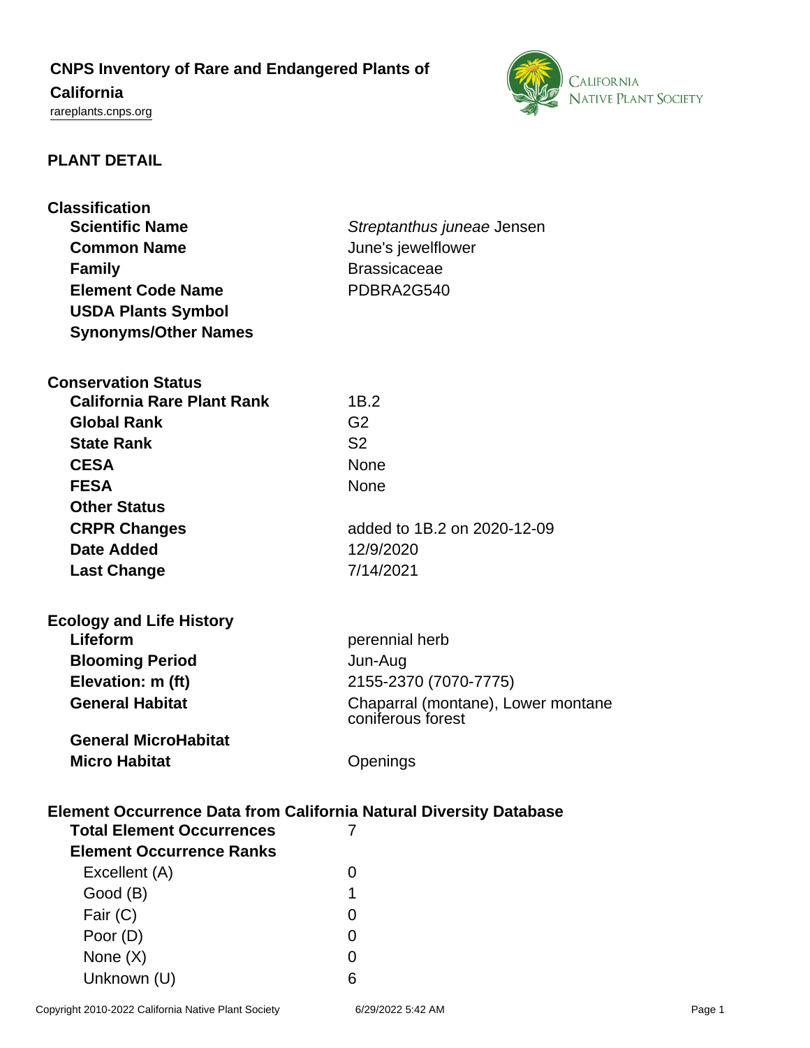# CNPS Inventory of Rare and Endangered Plants of California

rareplants.cnps.org

## PLANT DETAIL

### Classification

| | |
|---|---|
| **Scientific Name** | *Streptanthus juneae* Jensen |
| **Common Name** | June's jewelflower |
| **Family** | Brassicaceae |
| **Element Code Name** | PDBRA2G540 |
| **USDA Plants Symbol** | |
| **Synonyms/Other Names** | |

### Conservation Status

| | |
|---|---|
| **California Rare Plant Rank** | 1B.2 |
| **Global Rank** | G2 |
| **State Rank** | S2 |
| **CESA** | None |
| **FESA** | None |
| **Other Status** | |
| **CRPR Changes** | added to 1B.2 on 2020-12-09 |
| **Date Added** | 12/9/2020 |
| **Last Change** | 7/14/2021 |

### Ecology and Life History

| | |
|---|---|
| **Lifeform** | perennial herb |
| **Blooming Period** | Jun-Aug |
| **Elevation: m (ft)** | 2155-2370 (7070-7775) |
| **General Habitat** | Chaparral (montane), Lower montane coniferous forest |
| **General MicroHabitat** | |
| **Micro Habitat** | Openings |

### Element Occurrence Data from California Natural Diversity Database

| | |
|---|---|
| **Total Element Occurrences** | 7 |
| **Element Occurrence Ranks** | |
| Excellent (A) | 0 |
| Good (B) | 1 |
| Fair (C) | 0 |
| Poor (D) | 0 |
| None (X) | 0 |
| Unknown (U) | 6 |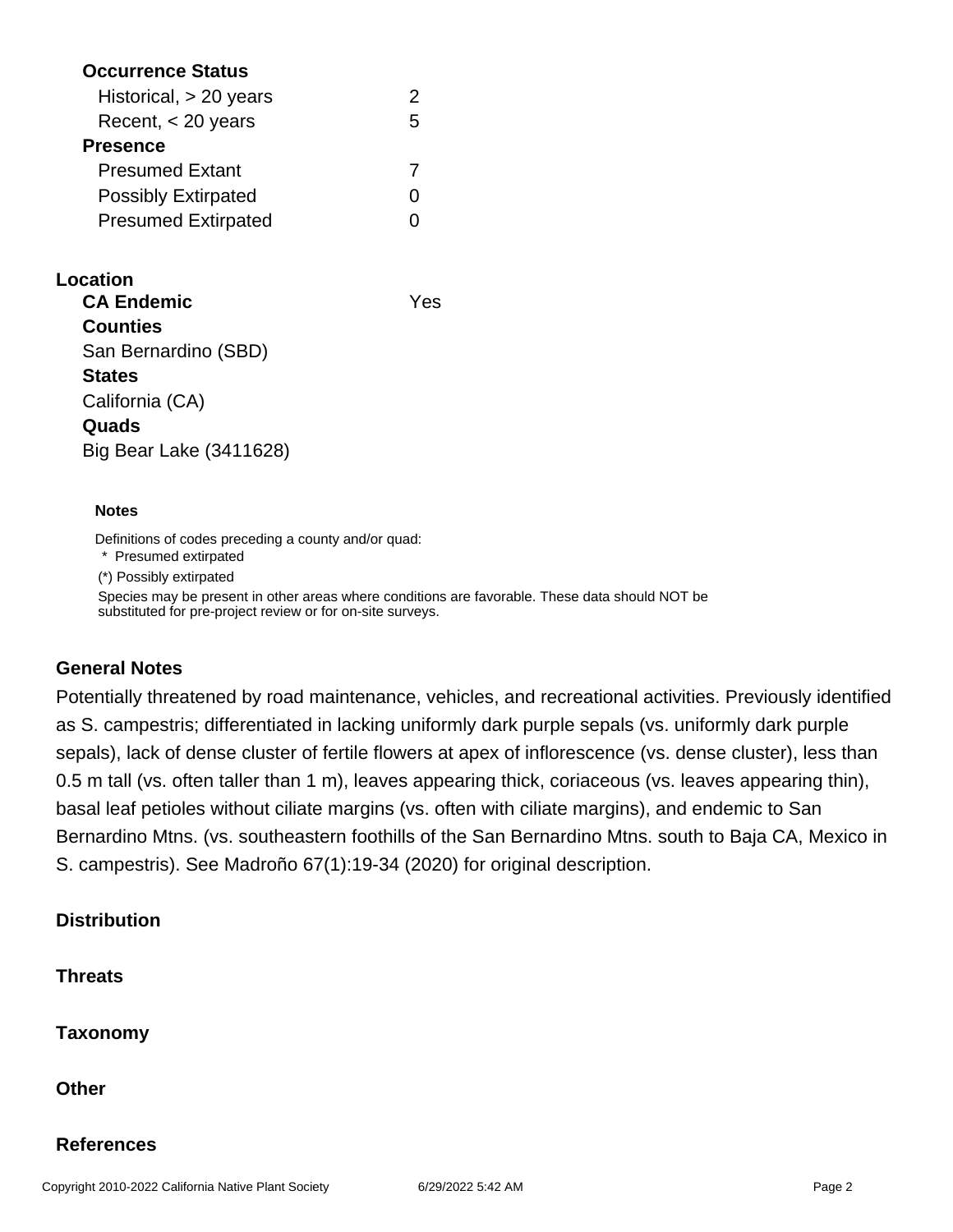**Occurrence Status**

| | |
|---|---|
| Historical, > 20 years | 2 |
| Recent, < 20 years | 5 |

**Presence**

| | |
|---|---|
| Presumed Extant | 7 |
| Possibly Extirpated | 0 |
| Presumed Extirpated | 0 |

## Location

**CA Endemic** Yes

**Counties**

San Bernardino (SBD)

**States**

California (CA)

**Quads**

Big Bear Lake (3411628)

**Notes**

Definitions of codes preceding a county and/or quad:

* Presumed extirpated

(*) Possibly extirpated

Species may be present in other areas where conditions are favorable. These data should NOT be substituted for pre-project review or for on-site surveys.

## General Notes

Potentially threatened by road maintenance, vehicles, and recreational activities. Previously identified as S. campestris; differentiated in lacking uniformly dark purple sepals (vs. uniformly dark purple sepals), lack of dense cluster of fertile flowers at apex of inflorescence (vs. dense cluster), less than 0.5 m tall (vs. often taller than 1 m), leaves appearing thick, coriaceous (vs. leaves appearing thin), basal leaf petioles without ciliate margins (vs. often with ciliate margins), and endemic to San Bernardino Mtns. (vs. southeastern foothills of the San Bernardino Mtns. south to Baja CA, Mexico in S. campestris). See Madroño 67(1):19-34 (2020) for original description.

## Distribution

## Threats

## Taxonomy

## Other

## References